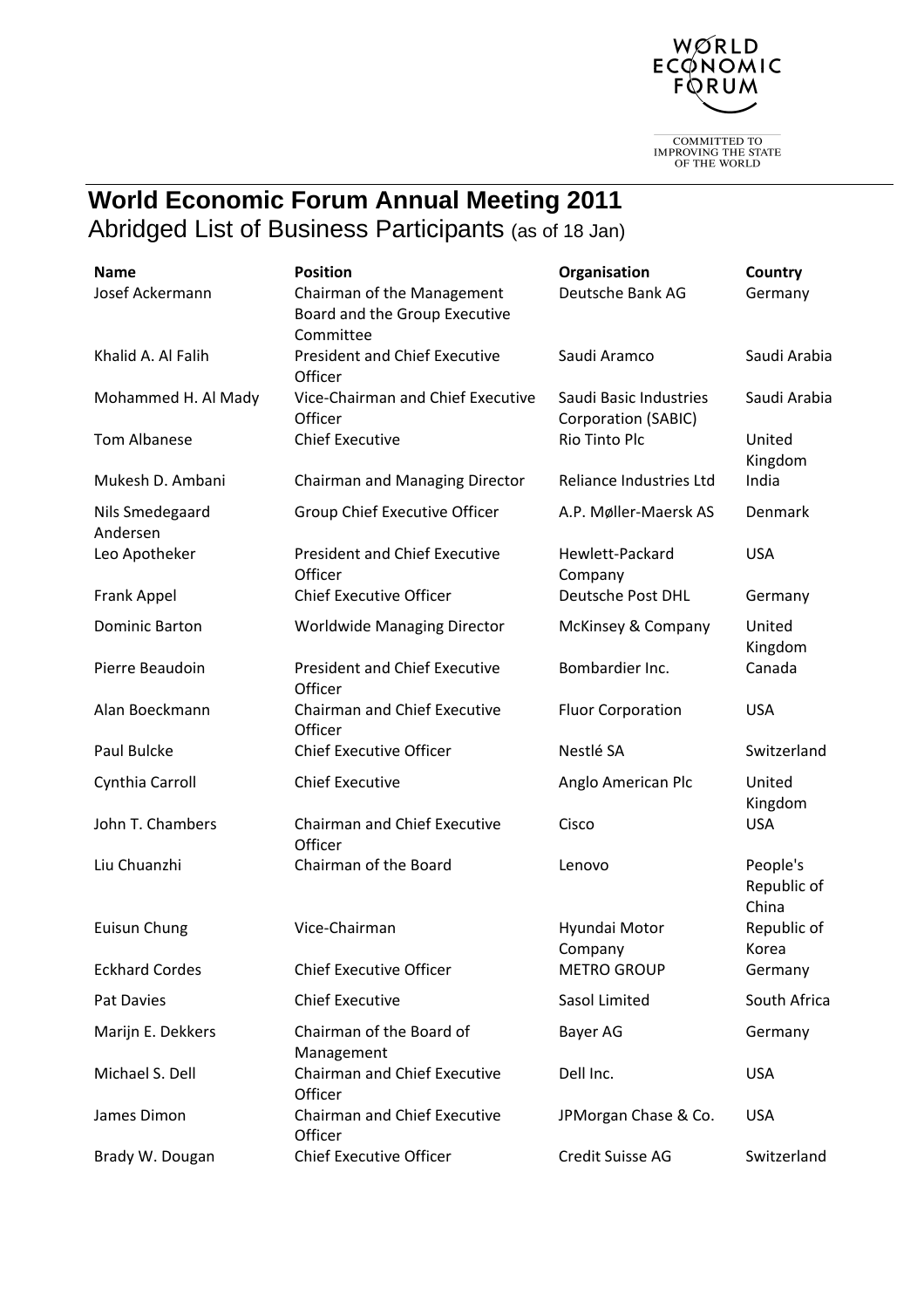WORLD ECONOMIC FORUM

COMMITTED TO IMPROVING THE STATE OF THE WORLD

# World Economic Forum Annual Meeting 2011

## Abridged List of Business Participants (as of 18 Jan)

| Name | Position | Organisation | Country |
|---|---|---|---|
| Josef Ackermann | Chairman of the Management Board and the Group Executive Committee | Deutsche Bank AG | Germany |
| Khalid A. Al Falih | President and Chief Executive Officer | Saudi Aramco | Saudi Arabia |
| Mohammed H. Al Mady | Vice-Chairman and Chief Executive Officer | Saudi Basic Industries Corporation (SABIC) | Saudi Arabia |
| Tom Albanese | Chief Executive | Rio Tinto Plc | United Kingdom |
| Mukesh D. Ambani | Chairman and Managing Director | Reliance Industries Ltd | India |
| Nils Smedegaard Andersen | Group Chief Executive Officer | A.P. Møller-Maersk AS | Denmark |
| Leo Apotheker | President and Chief Executive Officer | Hewlett-Packard Company | USA |
| Frank Appel | Chief Executive Officer | Deutsche Post DHL | Germany |
| Dominic Barton | Worldwide Managing Director | McKinsey & Company | United Kingdom |
| Pierre Beaudoin | President and Chief Executive Officer | Bombardier Inc. | Canada |
| Alan Boeckmann | Chairman and Chief Executive Officer | Fluor Corporation | USA |
| Paul Bulcke | Chief Executive Officer | Nestlé SA | Switzerland |
| Cynthia Carroll | Chief Executive | Anglo American Plc | United Kingdom |
| John T. Chambers | Chairman and Chief Executive Officer | Cisco | USA |
| Liu Chuanzhi | Chairman of the Board | Lenovo | People's Republic of China |
| Euisun Chung | Vice-Chairman | Hyundai Motor Company | Republic of Korea |
| Eckhard Cordes | Chief Executive Officer | METRO GROUP | Germany |
| Pat Davies | Chief Executive | Sasol Limited | South Africa |
| Marijn E. Dekkers | Chairman of the Board of Management | Bayer AG | Germany |
| Michael S. Dell | Chairman and Chief Executive Officer | Dell Inc. | USA |
| James Dimon | Chairman and Chief Executive Officer | JPMorgan Chase & Co. | USA |
| Brady W. Dougan | Chief Executive Officer | Credit Suisse AG | Switzerland |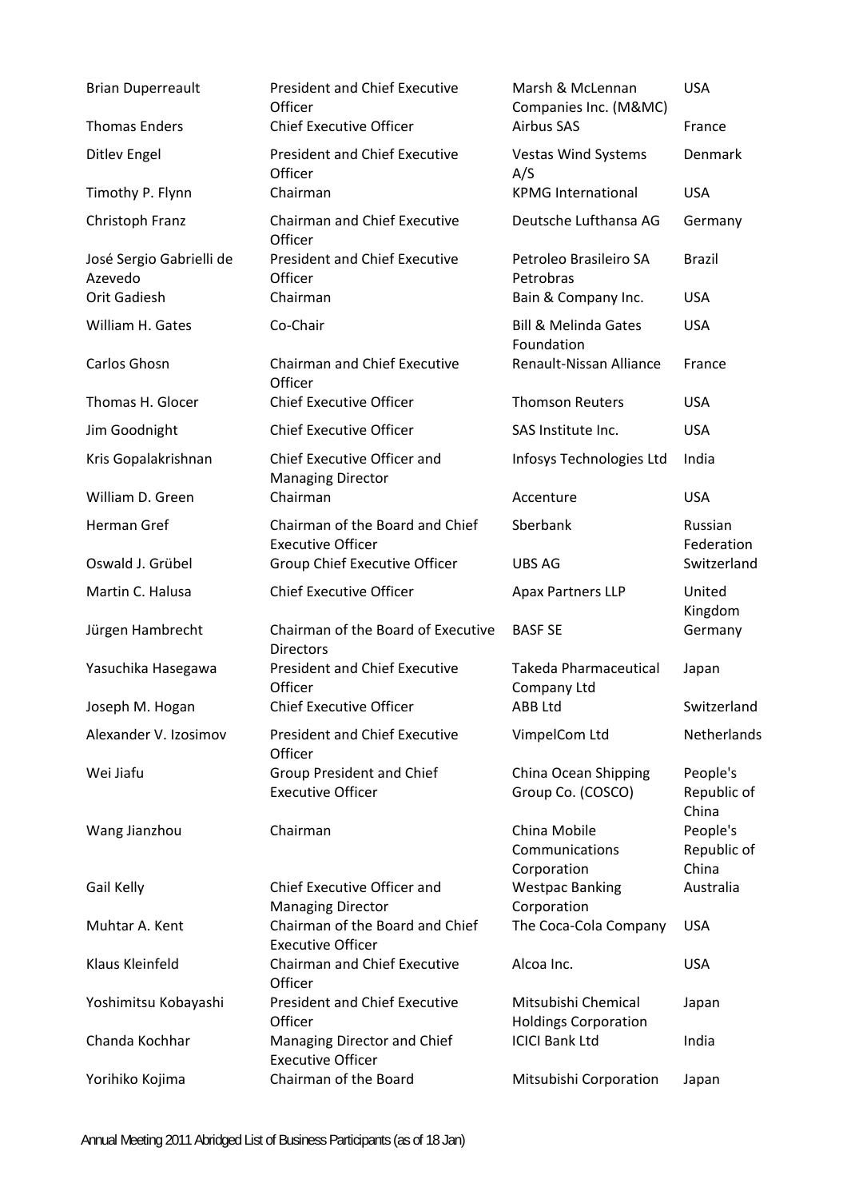| | | | |
|---|---|---|---|
| Brian Duperreault | President and Chief Executive Officer | Marsh & McLennan Companies Inc. (M&MC) | USA |
| Thomas Enders | Chief Executive Officer | Airbus SAS | France |
| Ditlev Engel | President and Chief Executive Officer | Vestas Wind Systems A/S | Denmark |
| Timothy P. Flynn | Chairman | KPMG International | USA |
| Christoph Franz | Chairman and Chief Executive Officer | Deutsche Lufthansa AG | Germany |
| José Sergio Gabrielli de Azevedo | President and Chief Executive Officer | Petroleo Brasileiro SA Petrobras | Brazil |
| Orit Gadiesh | Chairman | Bain & Company Inc. | USA |
| William H. Gates | Co-Chair | Bill & Melinda Gates Foundation | USA |
| Carlos Ghosn | Chairman and Chief Executive Officer | Renault-Nissan Alliance | France |
| Thomas H. Glocer | Chief Executive Officer | Thomson Reuters | USA |
| Jim Goodnight | Chief Executive Officer | SAS Institute Inc. | USA |
| Kris Gopalakrishnan | Chief Executive Officer and Managing Director | Infosys Technologies Ltd | India |
| William D. Green | Chairman | Accenture | USA |
| Herman Gref | Chairman of the Board and Chief Executive Officer | Sberbank | Russian Federation |
| Oswald J. Grübel | Group Chief Executive Officer | UBS AG | Switzerland |
| Martin C. Halusa | Chief Executive Officer | Apax Partners LLP | United Kingdom |
| Jürgen Hambrecht | Chairman of the Board of Executive Directors | BASF SE | Germany |
| Yasuchika Hasegawa | President and Chief Executive Officer | Takeda Pharmaceutical Company Ltd | Japan |
| Joseph M. Hogan | Chief Executive Officer | ABB Ltd | Switzerland |
| Alexander V. Izosimov | President and Chief Executive Officer | VimpelCom Ltd | Netherlands |
| Wei Jiafu | Group President and Chief Executive Officer | China Ocean Shipping Group Co. (COSCO) | People's Republic of China |
| Wang Jianzhou | Chairman | China Mobile Communications Corporation | People's Republic of China |
| Gail Kelly | Chief Executive Officer and Managing Director | Westpac Banking Corporation | Australia |
| Muhtar A. Kent | Chairman of the Board and Chief Executive Officer | The Coca-Cola Company | USA |
| Klaus Kleinfeld | Chairman and Chief Executive Officer | Alcoa Inc. | USA |
| Yoshimitsu Kobayashi | President and Chief Executive Officer | Mitsubishi Chemical Holdings Corporation | Japan |
| Chanda Kochhar | Managing Director and Chief Executive Officer | ICICI Bank Ltd | India |
| Yorihiko Kojima | Chairman of the Board | Mitsubishi Corporation | Japan |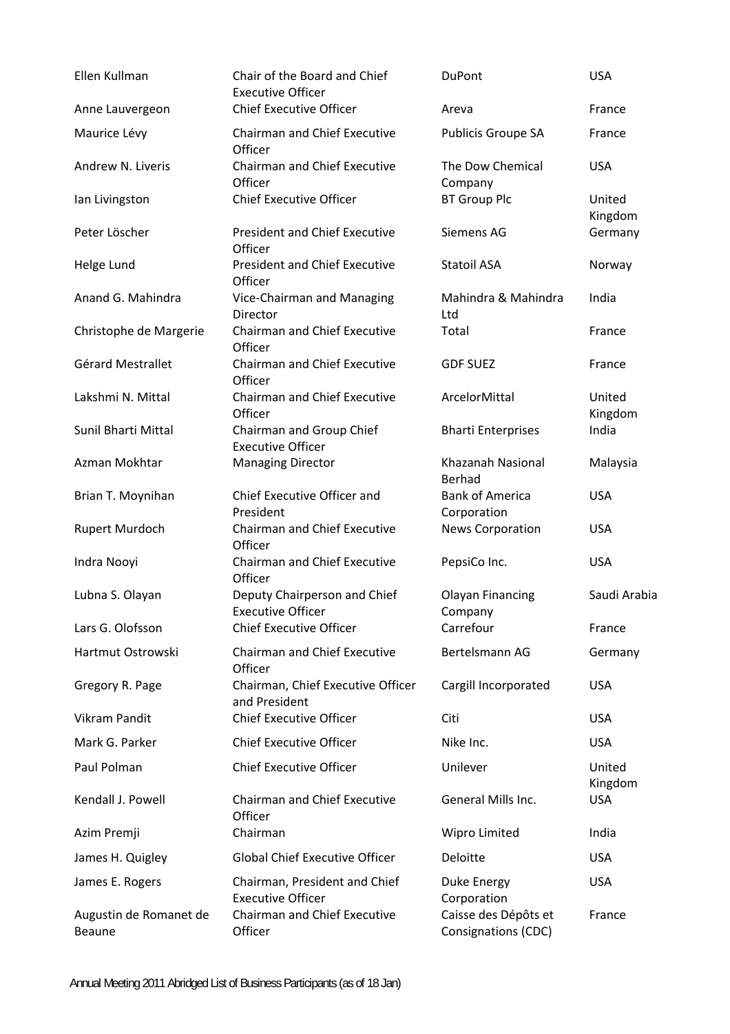| | | | |
|---|---|---|---|
| Ellen Kullman | Chair of the Board and Chief Executive Officer | DuPont | USA |
| Anne Lauvergeon | Chief Executive Officer | Areva | France |
| Maurice Lévy | Chairman and Chief Executive Officer | Publicis Groupe SA | France |
| Andrew N. Liveris | Chairman and Chief Executive Officer | The Dow Chemical Company | USA |
| Ian Livingston | Chief Executive Officer | BT Group Plc | United Kingdom |
| Peter Löscher | President and Chief Executive Officer | Siemens AG | Germany |
| Helge Lund | President and Chief Executive Officer | Statoil ASA | Norway |
| Anand G. Mahindra | Vice-Chairman and Managing Director | Mahindra & Mahindra Ltd | India |
| Christophe de Margerie | Chairman and Chief Executive Officer | Total | France |
| Gérard Mestrallet | Chairman and Chief Executive Officer | GDF SUEZ | France |
| Lakshmi N. Mittal | Chairman and Chief Executive Officer | ArcelorMittal | United Kingdom |
| Sunil Bharti Mittal | Chairman and Group Chief Executive Officer | Bharti Enterprises | India |
| Azman Mokhtar | Managing Director | Khazanah Nasional Berhad | Malaysia |
| Brian T. Moynihan | Chief Executive Officer and President | Bank of America Corporation | USA |
| Rupert Murdoch | Chairman and Chief Executive Officer | News Corporation | USA |
| Indra Nooyi | Chairman and Chief Executive Officer | PepsiCo Inc. | USA |
| Lubna S. Olayan | Deputy Chairperson and Chief Executive Officer | Olayan Financing Company | Saudi Arabia |
| Lars G. Olofsson | Chief Executive Officer | Carrefour | France |
| Hartmut Ostrowski | Chairman and Chief Executive Officer | Bertelsmann AG | Germany |
| Gregory R. Page | Chairman, Chief Executive Officer and President | Cargill Incorporated | USA |
| Vikram Pandit | Chief Executive Officer | Citi | USA |
| Mark G. Parker | Chief Executive Officer | Nike Inc. | USA |
| Paul Polman | Chief Executive Officer | Unilever | United Kingdom |
| Kendall J. Powell | Chairman and Chief Executive Officer | General Mills Inc. | USA |
| Azim Premji | Chairman | Wipro Limited | India |
| James H. Quigley | Global Chief Executive Officer | Deloitte | USA |
| James E. Rogers | Chairman, President and Chief Executive Officer | Duke Energy Corporation | USA |
| Augustin de Romanet de Beaune | Chairman and Chief Executive Officer | Caisse des Dépôts et Consignations (CDC) | France |

Annual Meeting 2011 Abridged List of Business Participants (as of 18 Jan)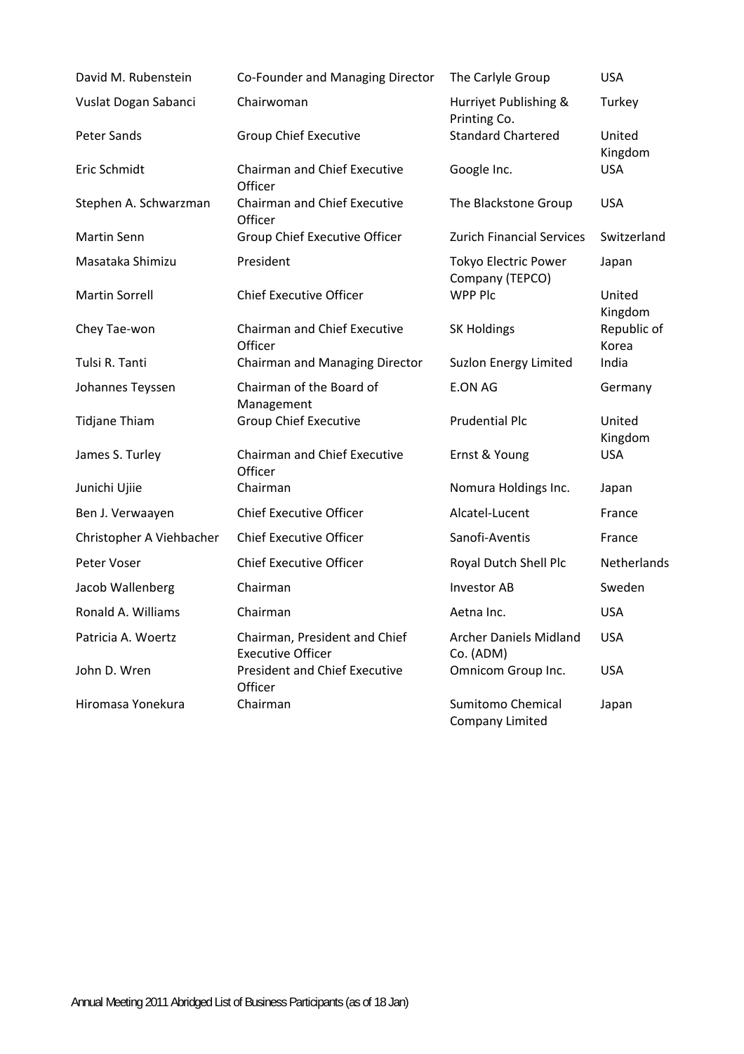| | | | |
|---|---|---|---|
| David M. Rubenstein | Co-Founder and Managing Director | The Carlyle Group | USA |
| Vuslat Dogan Sabanci | Chairwoman | Hurriyet Publishing & Printing Co. | Turkey |
| Peter Sands | Group Chief Executive | Standard Chartered | United Kingdom |
| Eric Schmidt | Chairman and Chief Executive Officer | Google Inc. | USA |
| Stephen A. Schwarzman | Chairman and Chief Executive Officer | The Blackstone Group | USA |
| Martin Senn | Group Chief Executive Officer | Zurich Financial Services | Switzerland |
| Masataka Shimizu | President | Tokyo Electric Power Company (TEPCO) | Japan |
| Martin Sorrell | Chief Executive Officer | WPP Plc | United Kingdom |
| Chey Tae-won | Chairman and Chief Executive Officer | SK Holdings | Republic of Korea |
| Tulsi R. Tanti | Chairman and Managing Director | Suzlon Energy Limited | India |
| Johannes Teyssen | Chairman of the Board of Management | E.ON AG | Germany |
| Tidjane Thiam | Group Chief Executive | Prudential Plc | United Kingdom |
| James S. Turley | Chairman and Chief Executive Officer | Ernst & Young | USA |
| Junichi Ujiie | Chairman | Nomura Holdings Inc. | Japan |
| Ben J. Verwaayen | Chief Executive Officer | Alcatel-Lucent | France |
| Christopher A Viehbacher | Chief Executive Officer | Sanofi-Aventis | France |
| Peter Voser | Chief Executive Officer | Royal Dutch Shell Plc | Netherlands |
| Jacob Wallenberg | Chairman | Investor AB | Sweden |
| Ronald A. Williams | Chairman | Aetna Inc. | USA |
| Patricia A. Woertz | Chairman, President and Chief Executive Officer | Archer Daniels Midland Co. (ADM) | USA |
| John D. Wren | President and Chief Executive Officer | Omnicom Group Inc. | USA |
| Hiromasa Yonekura | Chairman | Sumitomo Chemical Company Limited | Japan |